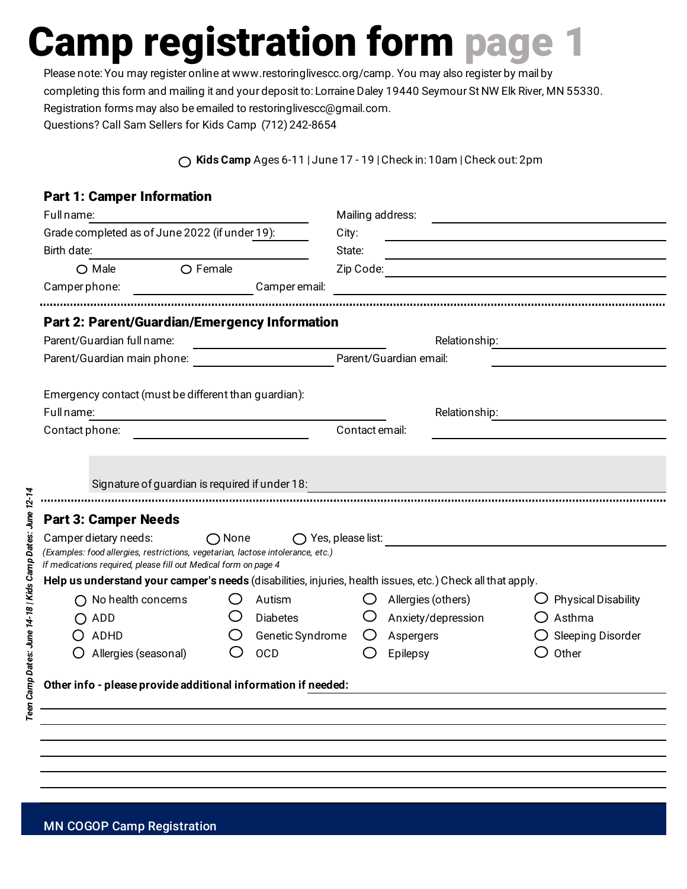# Camp registration form page 1

Please note: You may register online at www.restoringlivescc.org/camp. You may also register by mail by completing this form and mailing it and your deposit to: Lorraine Daley 19440 Seymour St NW Elk River, MN 55330. Registration forms may also be emailed to restoringlivescc@gmail.com.
Questions? Call Sam Sellers for Kids Camp (712) 242-8654

○ **Kids Camp** Ages 6-11 | June 17 - 19 | Check in: 10am | Check out: 2pm

## Part 1: Camper Information

Full name: ____________________
Mailing address: ____________________
Grade completed as of June 2022 (if under 19): ____________________
City: ____________________
Birth date: ____________________
State: ____________________
○ Male ○ Female
Zip Code: ____________________
Camper phone: ____________________
Camper email: ____________________

## Part 2: Parent/Guardian/Emergency Information

Parent/Guardian full name: ____________________
Relationship: ____________________
Parent/Guardian main phone: ____________________
Parent/Guardian email: ____________________

Emergency contact (must be different than guardian):
Full name: ____________________
Relationship: ____________________
Contact phone: ____________________
Contact email: ____________________

Signature of guardian is required if under 18: ____________________

## Part 3: Camper Needs

Camper dietary needs: ○ None ○ Yes, please list: ____________________

*(Examples: food allergies, restrictions, vegetarian, lactose intolerance, etc.)*
*If medications required, please fill out Medical form on page 4*

**Help us understand your camper's needs** (disabilities, injuries, health issues, etc.) Check all that apply.

| | | | |
|---|---|---|---|
| ○ No health concerns | ○ Autism | ○ Allergies (others) | ○ Physical Disability |
| ○ ADD | ○ Diabetes | ○ Anxiety/depression | ○ Asthma |
| ○ ADHD | ○ Genetic Syndrome | ○ Aspergers | ○ Sleeping Disorder |
| ○ Allergies (seasonal) | ○ OCD | ○ Epilepsy | ○ Other |

**Other info - please provide additional information if needed:** ____________________

*Teen Camp Dates: June 14-18 | Kids Camp Dates: June 12-14*

MN COGOP Camp Registration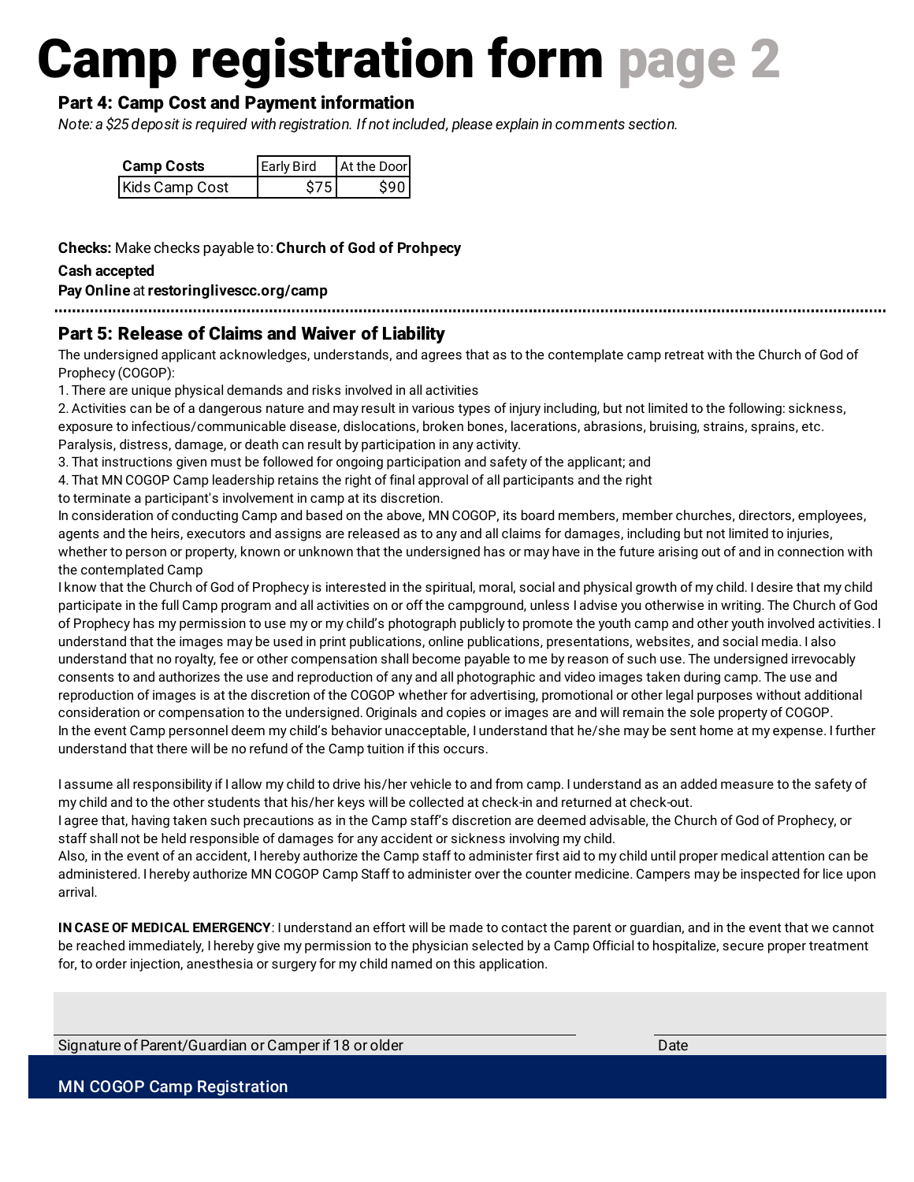# Camp registration form page 2

## Part 4: Camp Cost and Payment information

*Note: a $25 deposit is required with registration. If not included, please explain in comments section.*

| Camp Costs | Early Bird | At the Door |
|---|---|---|
| Kids Camp Cost | $75 | $90 |

**Checks:** Make checks payable to: **Church of God of Prohpecy**

**Cash accepted**

**Pay Online** at **restoringlivescc.org/camp**

## Part 5: Release of Claims and Waiver of Liability

The undersigned applicant acknowledges, understands, and agrees that as to the contemplate camp retreat with the Church of God of Prophecy (COGOP):

1. There are unique physical demands and risks involved in all activities
2. Activities can be of a dangerous nature and may result in various types of injury including, but not limited to the following: sickness, exposure to infectious/communicable disease, dislocations, broken bones, lacerations, abrasions, bruising, strains, sprains, etc. Paralysis, distress, damage, or death can result by participation in any activity.
3. That instructions given must be followed for ongoing participation and safety of the applicant; and
4. That MN COGOP Camp leadership retains the right of final approval of all participants and the right to terminate a participant's involvement in camp at its discretion.

In consideration of conducting Camp and based on the above, MN COGOP, its board members, member churches, directors, employees, agents and the heirs, executors and assigns are released as to any and all claims for damages, including but not limited to injuries, whether to person or property, known or unknown that the undersigned has or may have in the future arising out of and in connection with the contemplated Camp

I know that the Church of God of Prophecy is interested in the spiritual, moral, social and physical growth of my child. I desire that my child participate in the full Camp program and all activities on or off the campground, unless I advise you otherwise in writing. The Church of God of Prophecy has my permission to use my or my child's photograph publicly to promote the youth camp and other youth involved activities. I understand that the images may be used in print publications, online publications, presentations, websites, and social media. I also understand that no royalty, fee or other compensation shall become payable to me by reason of such use. The undersigned irrevocably consents to and authorizes the use and reproduction of any and all photographic and video images taken during camp. The use and reproduction of images is at the discretion of the COGOP whether for advertising, promotional or other legal purposes without additional consideration or compensation to the undersigned. Originals and copies or images are and will remain the sole property of COGOP.

In the event Camp personnel deem my child's behavior unacceptable, I understand that he/she may be sent home at my expense. I further understand that there will be no refund of the Camp tuition if this occurs.

I assume all responsibility if I allow my child to drive his/her vehicle to and from camp. I understand as an added measure to the safety of my child and to the other students that his/her keys will be collected at check-in and returned at check-out.

I agree that, having taken such precautions as in the Camp staff's discretion are deemed advisable, the Church of God of Prophecy, or staff shall not be held responsible of damages for any accident or sickness involving my child.

Also, in the event of an accident, I hereby authorize the Camp staff to administer first aid to my child until proper medical attention can be administered. I hereby authorize MN COGOP Camp Staff to administer over the counter medicine. Campers may be inspected for lice upon arrival.

**IN CASE OF MEDICAL EMERGENCY**: I understand an effort will be made to contact the parent or guardian, and in the event that we cannot be reached immediately, I hereby give my permission to the physician selected by a Camp Official to hospitalize, secure proper treatment for, to order injection, anesthesia or surgery for my child named on this application.

Signature of Parent/Guardian or Camper if 18 or older ______________________ Date ____________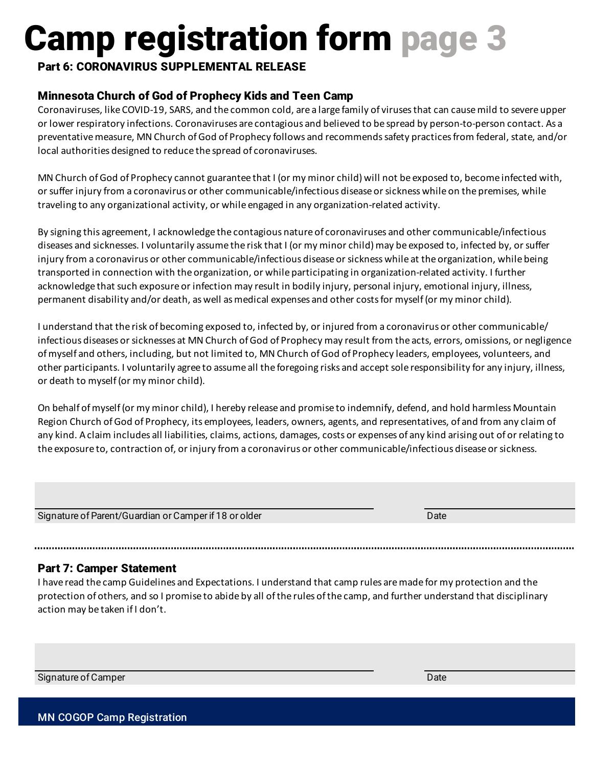# Camp registration form page 3

## Part 6: CORONAVIRUS SUPPLEMENTAL RELEASE

### Minnesota Church of God of Prophecy Kids and Teen Camp

Coronaviruses, like COVID-19, SARS, and the common cold, are a large family of viruses that can cause mild to severe upper or lower respiratory infections. Coronaviruses are contagious and believed to be spread by person-to-person contact. As a preventative measure, MN Church of God of Prophecy follows and recommends safety practices from federal, state, and/or local authorities designed to reduce the spread of coronaviruses.

MN Church of God of Prophecy cannot guarantee that I (or my minor child) will not be exposed to, become infected with, or suffer injury from a coronavirus or other communicable/infectious disease or sickness while on the premises, while traveling to any organizational activity, or while engaged in any organization-related activity.

By signing this agreement, I acknowledge the contagious nature of coronaviruses and other communicable/infectious diseases and sicknesses. I voluntarily assume the risk that I (or my minor child) may be exposed to, infected by, or suffer injury from a coronavirus or other communicable/infectious disease or sickness while at the organization, while being transported in connection with the organization, or while participating in organization-related activity. I further acknowledge that such exposure or infection may result in bodily injury, personal injury, emotional injury, illness, permanent disability and/or death, as well as medical expenses and other costs for myself (or my minor child).

I understand that the risk of becoming exposed to, infected by, or injured from a coronavirus or other communicable/ infectious diseases or sicknesses at MN Church of God of Prophecy may result from the acts, errors, omissions, or negligence of myself and others, including, but not limited to, MN Church of God of Prophecy leaders, employees, volunteers, and other participants. I voluntarily agree to assume all the foregoing risks and accept sole responsibility for any injury, illness, or death to myself (or my minor child).

On behalf of myself (or my minor child), I hereby release and promise to indemnify, defend, and hold harmless Mountain Region Church of God of Prophecy, its employees, leaders, owners, agents, and representatives, of and from any claim of any kind. A claim includes all liabilities, claims, actions, damages, costs or expenses of any kind arising out of or relating to the exposure to, contraction of, or injury from a coronavirus or other communicable/infectious disease or sickness.

Signature of Parent/Guardian or Camper if 18 or older ______________________ Date ____________

---

## Part 7: Camper Statement

I have read the camp Guidelines and Expectations. I understand that camp rules are made for my protection and the protection of others, and so I promise to abide by all of the rules of the camp, and further understand that disciplinary action may be taken if I don't.

Signature of Camper ______________________ Date ____________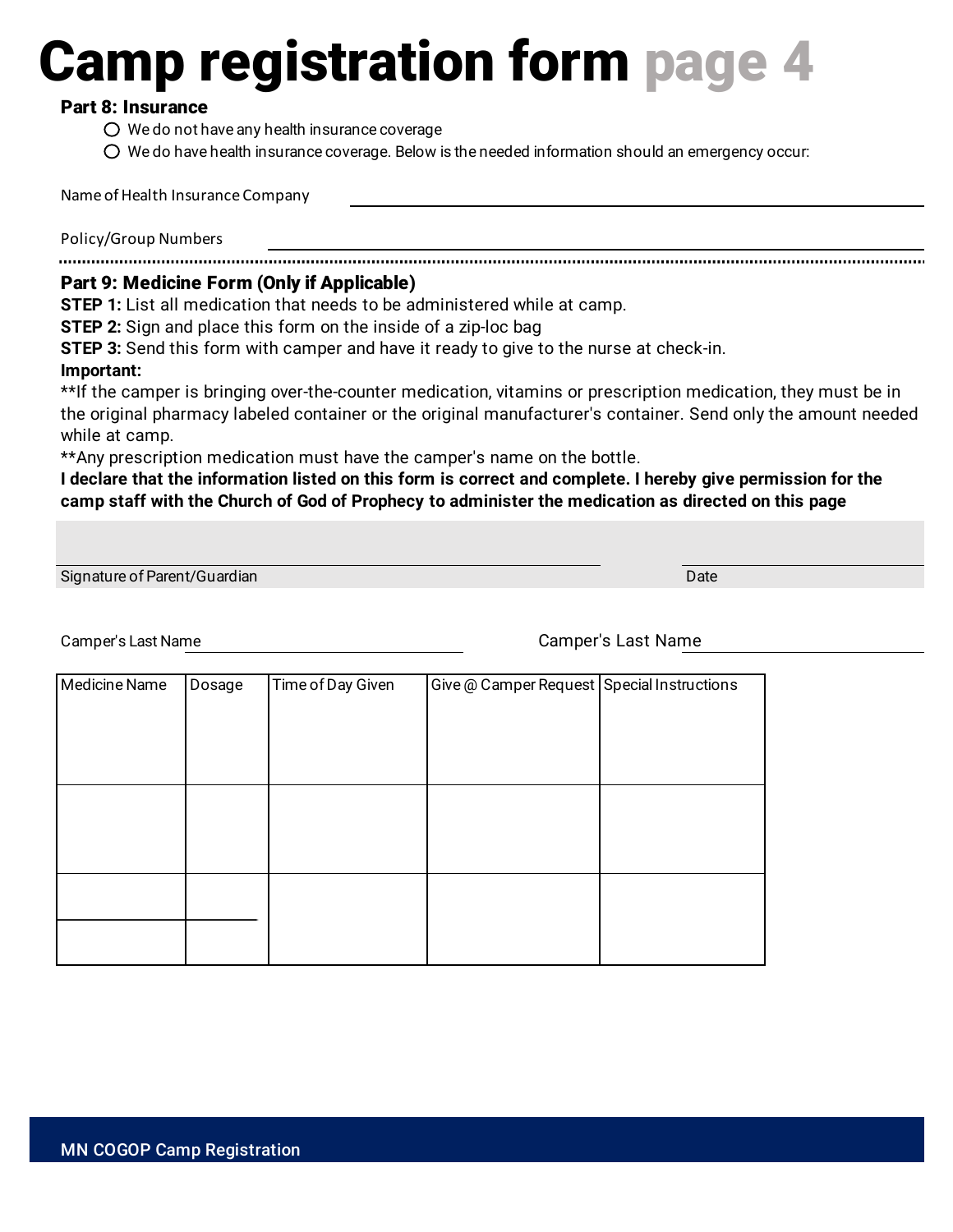# Camp registration form page 4

## Part 8: Insurance

- ○ We do not have any health insurance coverage
- ○ We do have health insurance coverage. Below is the needed information should an emergency occur:

Name of Health Insurance Company ______________________________

Policy/Group Numbers ______________________________

## Part 9: Medicine Form (Only if Applicable)

**STEP 1:** List all medication that needs to be administered while at camp.
**STEP 2:** Sign and place this form on the inside of a zip-loc bag
**STEP 3:** Send this form with camper and have it ready to give to the nurse at check-in.
**Important:**
**If the camper is bringing over-the-counter medication, vitamins or prescription medication, they must be in the original pharmacy labeled container or the original manufacturer's container. Send only the amount needed while at camp.
**Any prescription medication must have the camper's name on the bottle.
**I declare that the information listed on this form is correct and complete. I hereby give permission for the camp staff with the Church of God of Prophecy to administer the medication as directed on this page**

Signature of Parent/Guardian ______________________________ Date ______________

Camper's Last Name ______________________________ Camper's Last Name ______________________________

| Medicine Name | Dosage | Time of Day Given | Give @ Camper Request | Special Instructions |
|---|---|---|---|---|
| | | | | |
| | | | | |
| | | | | |
| | | | | |

MN COGOP Camp Registration